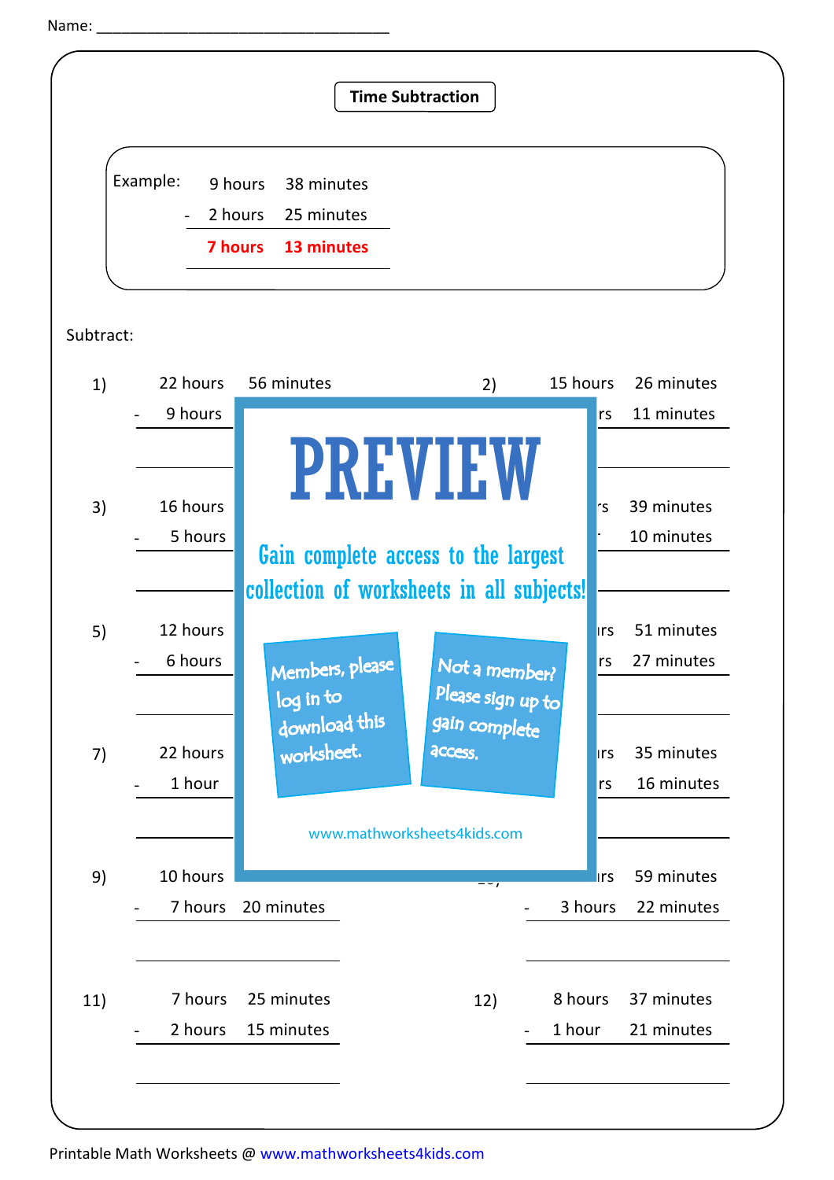Name: ___________________________________

## Time Subtraction

Example:

|   | 9 hours | 38 minutes |
|---|---|---|
| - | 2 hours | 25 minutes |
|   | **7 hours** | **13 minutes** |

Subtract:

1)
```
   22 hours   56 minutes
-   9 hours
```

2)
```
   15 hours   26 minutes
-       rs    11 minutes
```

3)
```
   16 hours
-   5 hours
```

4)
```
        rs    39 minutes
-             10 minutes
```

5)
```
   12 hours
-   6 hours
```

6)
```
       urs    51 minutes
-       rs    27 minutes
```

7)
```
   22 hours
-   1 hour
```

8)
```
       urs    35 minutes
-       rs    16 minutes
```

9)
```
   10 hours
-   7 hours   20 minutes
```

10)
```
       urs    59 minutes
-   3 hours   22 minutes
```

11)
```
    7 hours   25 minutes
-   2 hours   15 minutes
```

12)
```
    8 hours   37 minutes
-   1 hour    21 minutes
```

PREVIEW

Gain complete access to the largest collection of worksheets in all subjects!

Members, please log in to download this worksheet.

Not a member? Please sign up to gain complete access.

www.mathworksheets4kids.com

Printable Math Worksheets @ www.mathworksheets4kids.com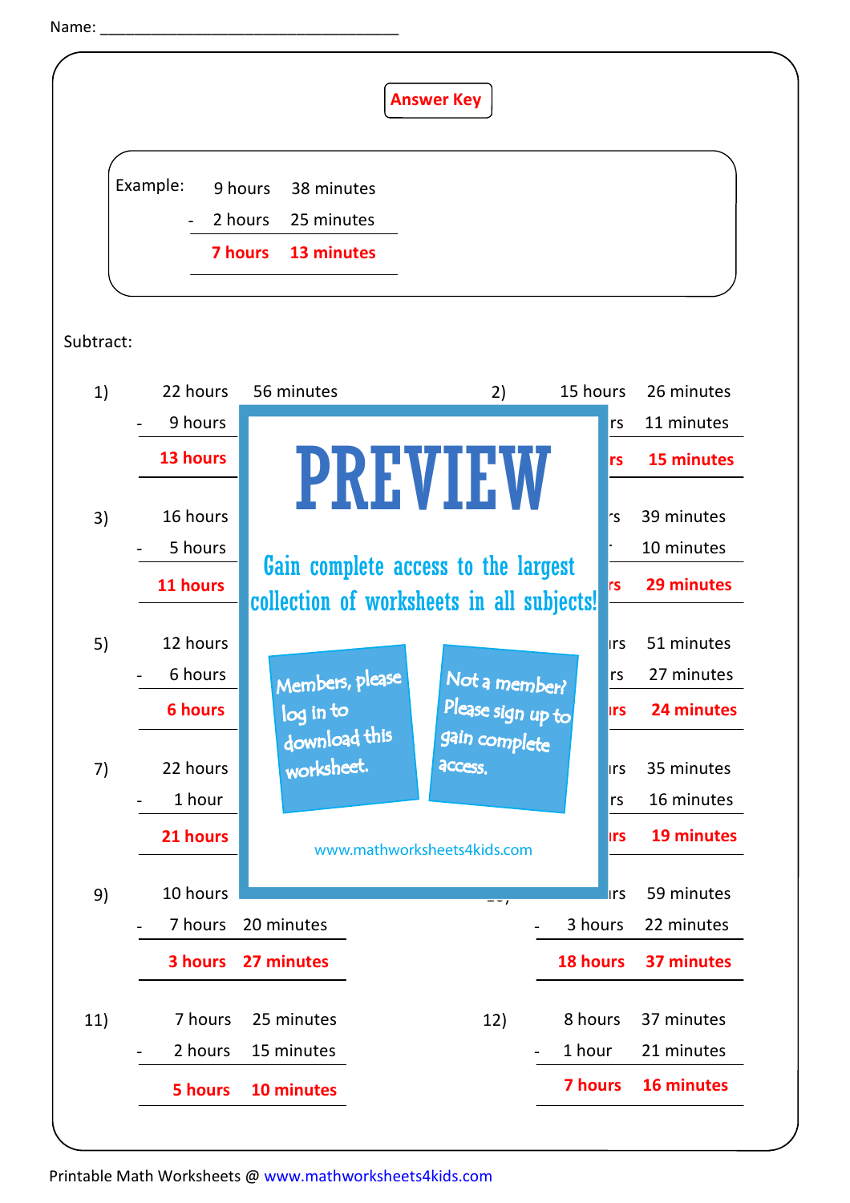Name: ___________________________________

**Answer Key**

Example:

| | | |
|---|---|---|
| | 9 hours | 38 minutes |
| - | 2 hours | 25 minutes |
| | **7 hours** | **13 minutes** |

Subtract:

1)

| | | |
|---|---|---|
| | 22 hours | 56 minutes |
| - | 9 hours | |
| | **13 hours** | |

2)

| | | |
|---|---|---|
| | 15 hours | 26 minutes |
| - | rs | 11 minutes |
| | **rs** | **15 minutes** |

3)

| | | |
|---|---|---|
| | 16 hours | |
| - | 5 hours | |
| | **11 hours** | |

4)

| | | |
|---|---|---|
| | rs | 39 minutes |
| - | | 10 minutes |
| | **rs** | **29 minutes** |

5)

| | | |
|---|---|---|
| | 12 hours | |
| - | 6 hours | |
| | **6 hours** | |

6)

| | | |
|---|---|---|
| | urs | 51 minutes |
| - | rs | 27 minutes |
| | **urs** | **24 minutes** |

7)

| | | |
|---|---|---|
| | 22 hours | |
| - | 1 hour | |
| | **21 hours** | |

8)

| | | |
|---|---|---|
| | urs | 35 minutes |
| - | rs | 16 minutes |
| | **urs** | **19 minutes** |

9)

| | | |
|---|---|---|
| | 10 hours | |
| - | 7 hours | 20 minutes |
| | **3 hours** | **27 minutes** |

10)

| | | |
|---|---|---|
| | urs | 59 minutes |
| - | 3 hours | 22 minutes |
| | **18 hours** | **37 minutes** |

11)

| | | |
|---|---|---|
| | 7 hours | 25 minutes |
| - | 2 hours | 15 minutes |
| | **5 hours** | **10 minutes** |

12)

| | | |
|---|---|---|
| | 8 hours | 37 minutes |
| - | 1 hour | 21 minutes |
| | **7 hours** | **16 minutes** |

# PREVIEW

Gain complete access to the largest collection of worksheets in all subjects!

Members, please log in to download this worksheet.

Not a member? Please sign up to gain complete access.

www.mathworksheets4kids.com

Printable Math Worksheets @ www.mathworksheets4kids.com